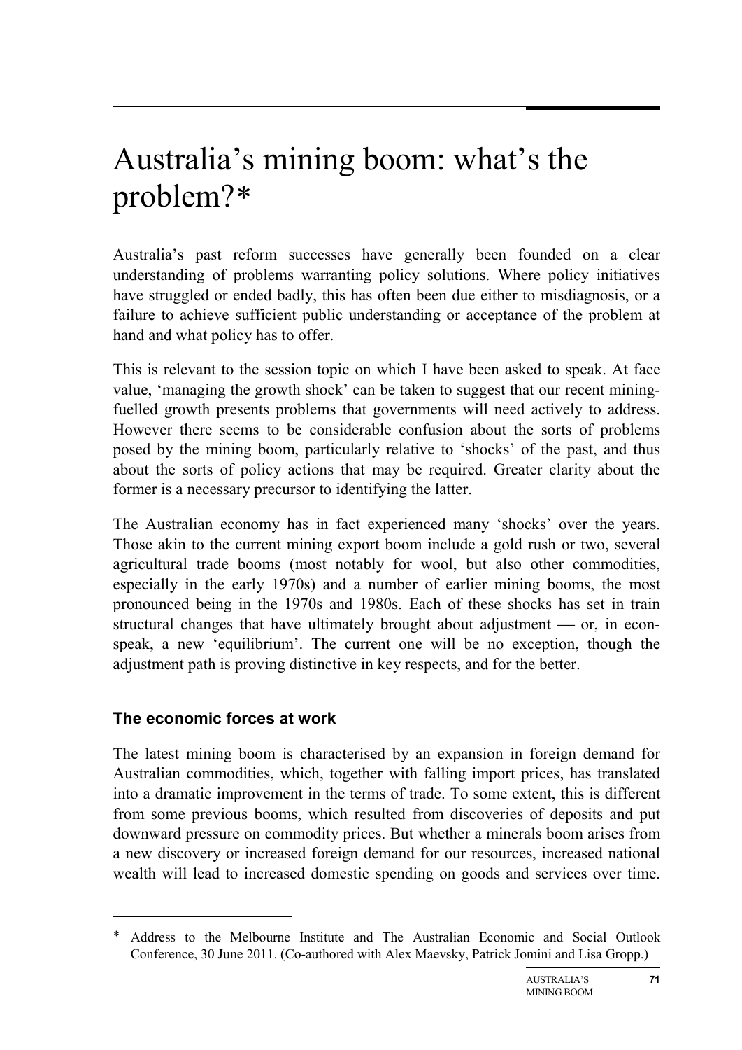# Australia's mining boom: what's the problem?*

Australia's past reform successes have generally been founded on a clear understanding of problems warranting policy solutions. Where policy initiatives have struggled or ended badly, this has often been due either to misdiagnosis, or a failure to achieve sufficient public understanding or acceptance of the problem at hand and what policy has to offer.

This is relevant to the session topic on which I have been asked to speak. At face value, 'managing the growth shock' can be taken to suggest that our recent mining-fuelled growth presents problems that governments will need actively to address. However there seems to be considerable confusion about the sorts of problems posed by the mining boom, particularly relative to 'shocks' of the past, and thus about the sorts of policy actions that may be required. Greater clarity about the former is a necessary precursor to identifying the latter.

The Australian economy has in fact experienced many 'shocks' over the years. Those akin to the current mining export boom include a gold rush or two, several agricultural trade booms (most notably for wool, but also other commodities, especially in the early 1970s) and a number of earlier mining booms, the most pronounced being in the 1970s and 1980s. Each of these shocks has set in train structural changes that have ultimately brought about adjustment — or, in econ-speak, a new 'equilibrium'. The current one will be no exception, though the adjustment path is proving distinctive in key respects, and for the better.

### The economic forces at work

The latest mining boom is characterised by an expansion in foreign demand for Australian commodities, which, together with falling import prices, has translated into a dramatic improvement in the terms of trade. To some extent, this is different from some previous booms, which resulted from discoveries of deposits and put downward pressure on commodity prices. But whether a minerals boom arises from a new discovery or increased foreign demand for our resources, increased national wealth will lead to increased domestic spending on goods and services over time.

* Address to the Melbourne Institute and The Australian Economic and Social Outlook Conference, 30 June 2011. (Co-authored with Alex Maevsky, Patrick Jomini and Lisa Gropp.)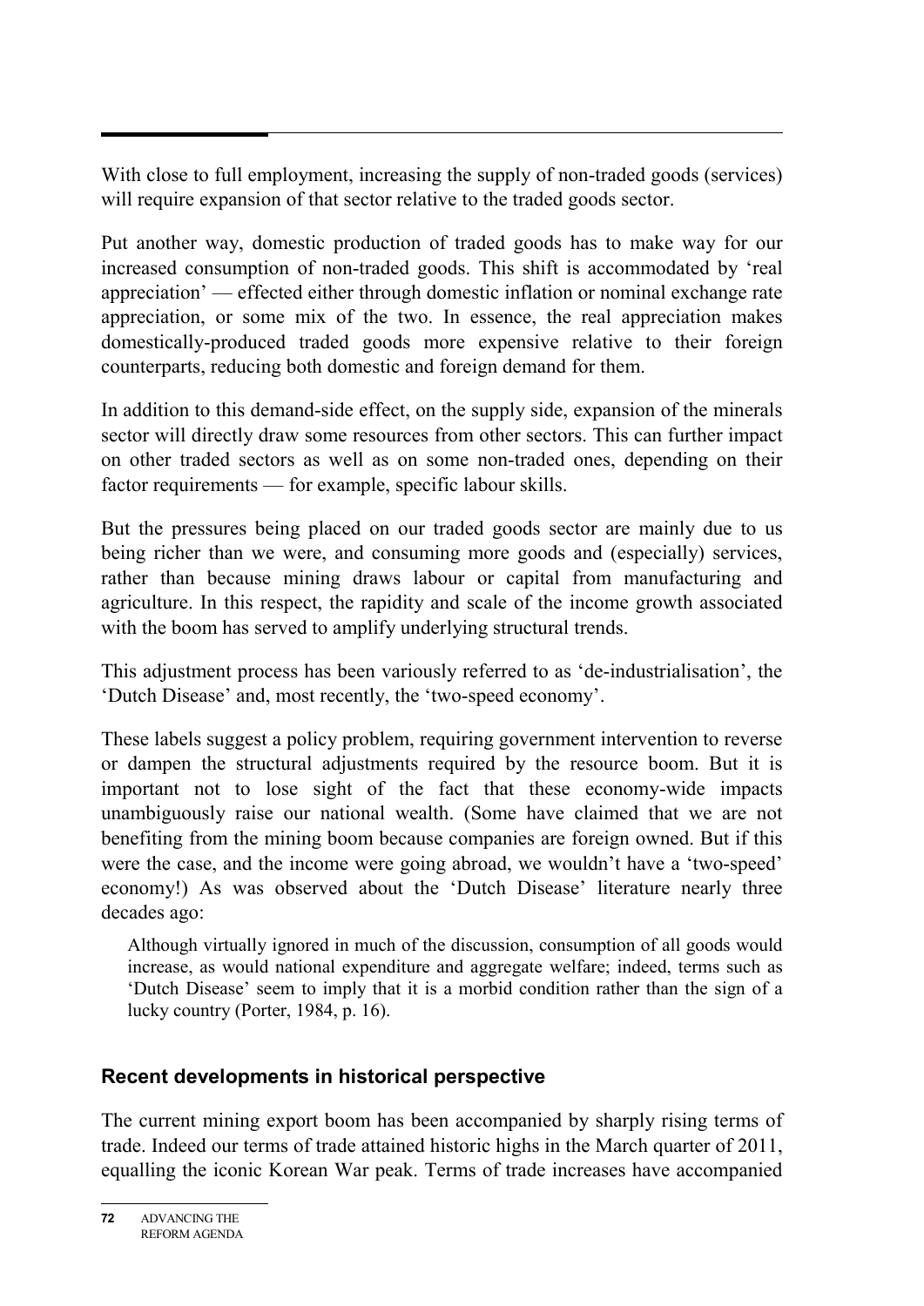With close to full employment, increasing the supply of non-traded goods (services) will require expansion of that sector relative to the traded goods sector.

Put another way, domestic production of traded goods has to make way for our increased consumption of non-traded goods. This shift is accommodated by 'real appreciation' — effected either through domestic inflation or nominal exchange rate appreciation, or some mix of the two. In essence, the real appreciation makes domestically-produced traded goods more expensive relative to their foreign counterparts, reducing both domestic and foreign demand for them.

In addition to this demand-side effect, on the supply side, expansion of the minerals sector will directly draw some resources from other sectors. This can further impact on other traded sectors as well as on some non-traded ones, depending on their factor requirements — for example, specific labour skills.

But the pressures being placed on our traded goods sector are mainly due to us being richer than we were, and consuming more goods and (especially) services, rather than because mining draws labour or capital from manufacturing and agriculture. In this respect, the rapidity and scale of the income growth associated with the boom has served to amplify underlying structural trends.

This adjustment process has been variously referred to as 'de-industrialisation', the 'Dutch Disease' and, most recently, the 'two-speed economy'.

These labels suggest a policy problem, requiring government intervention to reverse or dampen the structural adjustments required by the resource boom. But it is important not to lose sight of the fact that these economy-wide impacts unambiguously raise our national wealth. (Some have claimed that we are not benefiting from the mining boom because companies are foreign owned. But if this were the case, and the income were going abroad, we wouldn't have a 'two-speed' economy!) As was observed about the 'Dutch Disease' literature nearly three decades ago:

> Although virtually ignored in much of the discussion, consumption of all goods would increase, as would national expenditure and aggregate welfare; indeed, terms such as 'Dutch Disease' seem to imply that it is a morbid condition rather than the sign of a lucky country (Porter, 1984, p. 16).

## Recent developments in historical perspective

The current mining export boom has been accompanied by sharply rising terms of trade. Indeed our terms of trade attained historic highs in the March quarter of 2011, equalling the iconic Korean War peak. Terms of trade increases have accompanied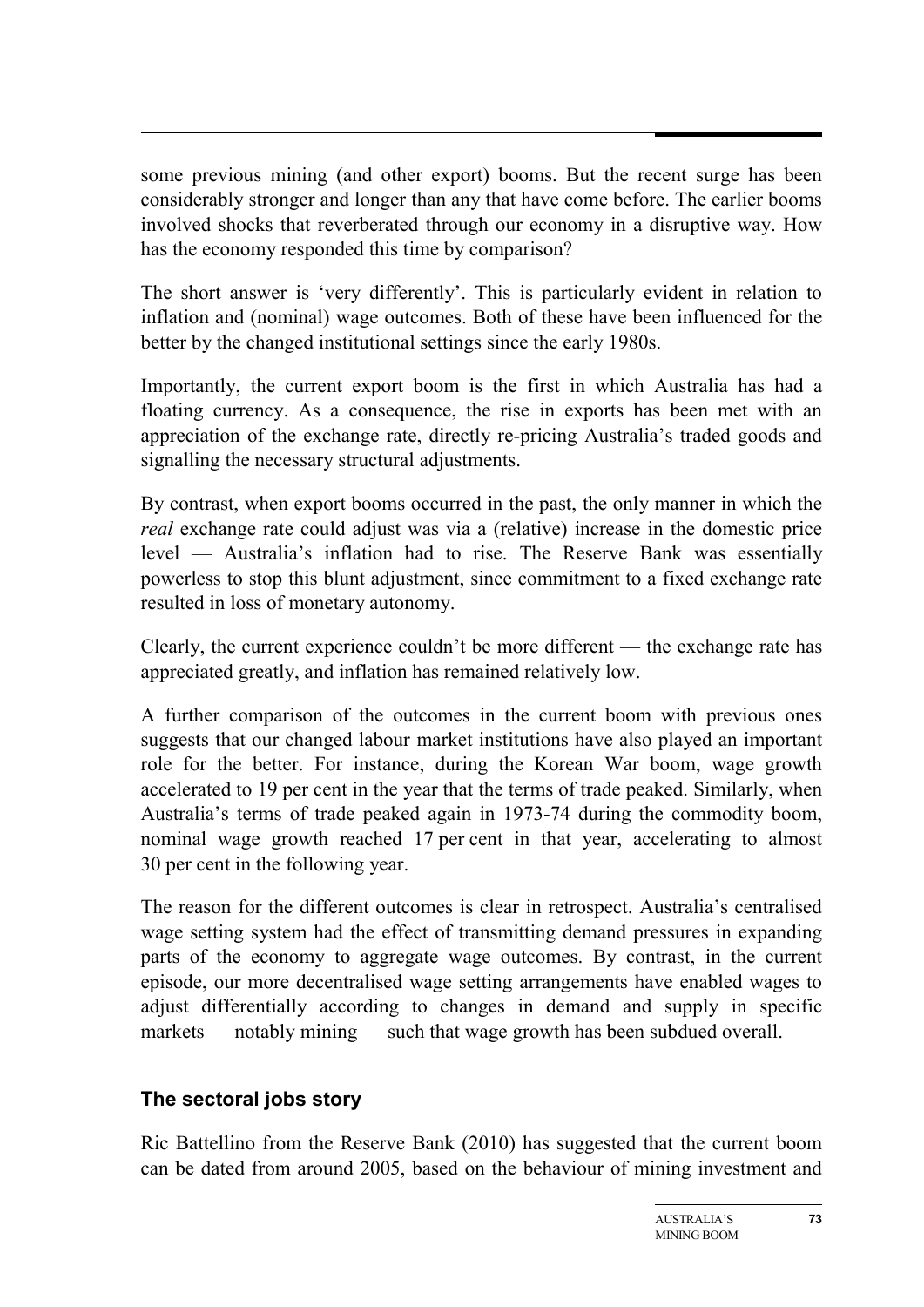some previous mining (and other export) booms. But the recent surge has been considerably stronger and longer than any that have come before. The earlier booms involved shocks that reverberated through our economy in a disruptive way. How has the economy responded this time by comparison?

The short answer is 'very differently'. This is particularly evident in relation to inflation and (nominal) wage outcomes. Both of these have been influenced for the better by the changed institutional settings since the early 1980s.

Importantly, the current export boom is the first in which Australia has had a floating currency. As a consequence, the rise in exports has been met with an appreciation of the exchange rate, directly re-pricing Australia's traded goods and signalling the necessary structural adjustments.

By contrast, when export booms occurred in the past, the only manner in which the *real* exchange rate could adjust was via a (relative) increase in the domestic price level — Australia's inflation had to rise. The Reserve Bank was essentially powerless to stop this blunt adjustment, since commitment to a fixed exchange rate resulted in loss of monetary autonomy.

Clearly, the current experience couldn't be more different — the exchange rate has appreciated greatly, and inflation has remained relatively low.

A further comparison of the outcomes in the current boom with previous ones suggests that our changed labour market institutions have also played an important role for the better. For instance, during the Korean War boom, wage growth accelerated to 19 per cent in the year that the terms of trade peaked. Similarly, when Australia's terms of trade peaked again in 1973-74 during the commodity boom, nominal wage growth reached 17 per cent in that year, accelerating to almost 30 per cent in the following year.

The reason for the different outcomes is clear in retrospect. Australia's centralised wage setting system had the effect of transmitting demand pressures in expanding parts of the economy to aggregate wage outcomes. By contrast, in the current episode, our more decentralised wage setting arrangements have enabled wages to adjust differentially according to changes in demand and supply in specific markets — notably mining — such that wage growth has been subdued overall.

## The sectoral jobs story

Ric Battellino from the Reserve Bank (2010) has suggested that the current boom can be dated from around 2005, based on the behaviour of mining investment and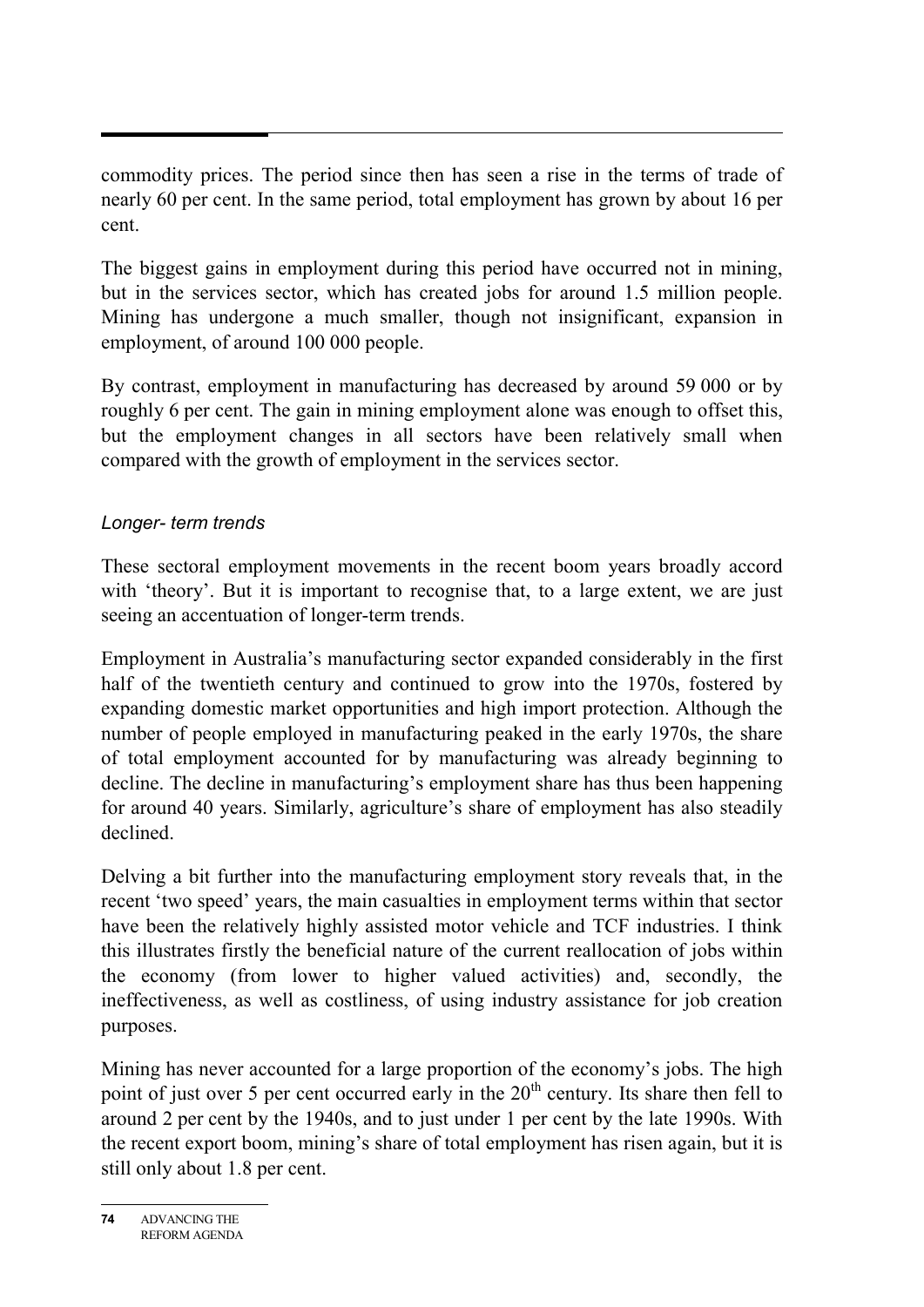commodity prices. The period since then has seen a rise in the terms of trade of nearly 60 per cent. In the same period, total employment has grown by about 16 per cent.

The biggest gains in employment during this period have occurred not in mining, but in the services sector, which has created jobs for around 1.5 million people. Mining has undergone a much smaller, though not insignificant, expansion in employment, of around 100 000 people.

By contrast, employment in manufacturing has decreased by around 59 000 or by roughly 6 per cent. The gain in mining employment alone was enough to offset this, but the employment changes in all sectors have been relatively small when compared with the growth of employment in the services sector.

### *Longer- term trends*

These sectoral employment movements in the recent boom years broadly accord with 'theory'. But it is important to recognise that, to a large extent, we are just seeing an accentuation of longer-term trends.

Employment in Australia's manufacturing sector expanded considerably in the first half of the twentieth century and continued to grow into the 1970s, fostered by expanding domestic market opportunities and high import protection. Although the number of people employed in manufacturing peaked in the early 1970s, the share of total employment accounted for by manufacturing was already beginning to decline. The decline in manufacturing's employment share has thus been happening for around 40 years. Similarly, agriculture's share of employment has also steadily declined.

Delving a bit further into the manufacturing employment story reveals that, in the recent 'two speed' years, the main casualties in employment terms within that sector have been the relatively highly assisted motor vehicle and TCF industries. I think this illustrates firstly the beneficial nature of the current reallocation of jobs within the economy (from lower to higher valued activities) and, secondly, the ineffectiveness, as well as costliness, of using industry assistance for job creation purposes.

Mining has never accounted for a large proportion of the economy's jobs. The high point of just over 5 per cent occurred early in the 20th century. Its share then fell to around 2 per cent by the 1940s, and to just under 1 per cent by the late 1990s. With the recent export boom, mining's share of total employment has risen again, but it is still only about 1.8 per cent.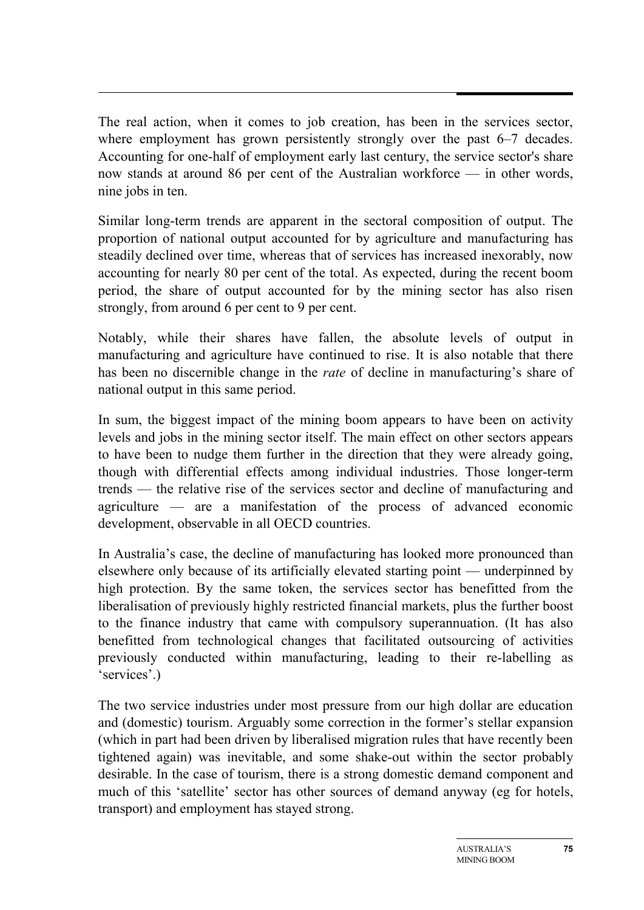The real action, when it comes to job creation, has been in the services sector, where employment has grown persistently strongly over the past 6–7 decades. Accounting for one-half of employment early last century, the service sector's share now stands at around 86 per cent of the Australian workforce — in other words, nine jobs in ten.

Similar long-term trends are apparent in the sectoral composition of output. The proportion of national output accounted for by agriculture and manufacturing has steadily declined over time, whereas that of services has increased inexorably, now accounting for nearly 80 per cent of the total. As expected, during the recent boom period, the share of output accounted for by the mining sector has also risen strongly, from around 6 per cent to 9 per cent.

Notably, while their shares have fallen, the absolute levels of output in manufacturing and agriculture have continued to rise. It is also notable that there has been no discernible change in the *rate* of decline in manufacturing's share of national output in this same period.

In sum, the biggest impact of the mining boom appears to have been on activity levels and jobs in the mining sector itself. The main effect on other sectors appears to have been to nudge them further in the direction that they were already going, though with differential effects among individual industries. Those longer-term trends — the relative rise of the services sector and decline of manufacturing and agriculture — are a manifestation of the process of advanced economic development, observable in all OECD countries.

In Australia's case, the decline of manufacturing has looked more pronounced than elsewhere only because of its artificially elevated starting point — underpinned by high protection. By the same token, the services sector has benefitted from the liberalisation of previously highly restricted financial markets, plus the further boost to the finance industry that came with compulsory superannuation. (It has also benefitted from technological changes that facilitated outsourcing of activities previously conducted within manufacturing, leading to their re-labelling as 'services'.)

The two service industries under most pressure from our high dollar are education and (domestic) tourism. Arguably some correction in the former's stellar expansion (which in part had been driven by liberalised migration rules that have recently been tightened again) was inevitable, and some shake-out within the sector probably desirable. In the case of tourism, there is a strong domestic demand component and much of this 'satellite' sector has other sources of demand anyway (eg for hotels, transport) and employment has stayed strong.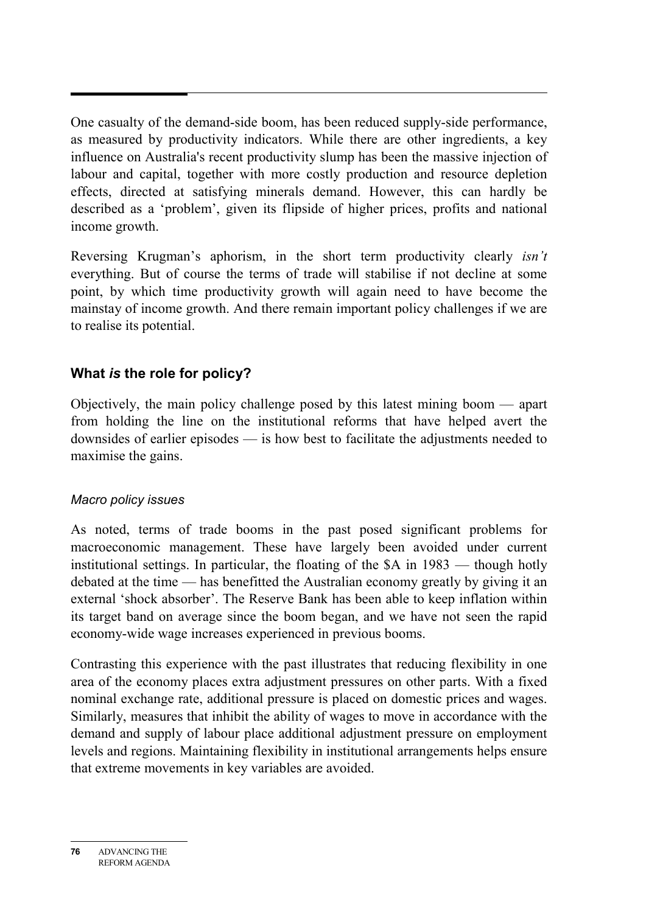One casualty of the demand-side boom, has been reduced supply-side performance, as measured by productivity indicators. While there are other ingredients, a key influence on Australia's recent productivity slump has been the massive injection of labour and capital, together with more costly production and resource depletion effects, directed at satisfying minerals demand. However, this can hardly be described as a 'problem', given its flipside of higher prices, profits and national income growth.

Reversing Krugman's aphorism, in the short term productivity clearly *isn't* everything. But of course the terms of trade will stabilise if not decline at some point, by which time productivity growth will again need to have become the mainstay of income growth. And there remain important policy challenges if we are to realise its potential.

## What *is* the role for policy?

Objectively, the main policy challenge posed by this latest mining boom — apart from holding the line on the institutional reforms that have helped avert the downsides of earlier episodes — is how best to facilitate the adjustments needed to maximise the gains.

### *Macro policy issues*

As noted, terms of trade booms in the past posed significant problems for macroeconomic management. These have largely been avoided under current institutional settings. In particular, the floating of the $A in 1983 — though hotly debated at the time — has benefitted the Australian economy greatly by giving it an external 'shock absorber'. The Reserve Bank has been able to keep inflation within its target band on average since the boom began, and we have not seen the rapid economy-wide wage increases experienced in previous booms.

Contrasting this experience with the past illustrates that reducing flexibility in one area of the economy places extra adjustment pressures on other parts. With a fixed nominal exchange rate, additional pressure is placed on domestic prices and wages. Similarly, measures that inhibit the ability of wages to move in accordance with the demand and supply of labour place additional adjustment pressure on employment levels and regions. Maintaining flexibility in institutional arrangements helps ensure that extreme movements in key variables are avoided.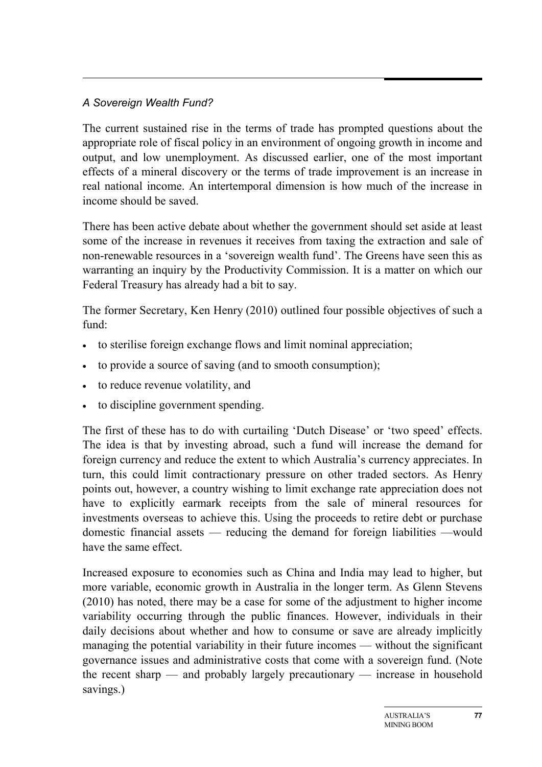*A Sovereign Wealth Fund?*

The current sustained rise in the terms of trade has prompted questions about the appropriate role of fiscal policy in an environment of ongoing growth in income and output, and low unemployment. As discussed earlier, one of the most important effects of a mineral discovery or the terms of trade improvement is an increase in real national income. An intertemporal dimension is how much of the increase in income should be saved.

There has been active debate about whether the government should set aside at least some of the increase in revenues it receives from taxing the extraction and sale of non-renewable resources in a 'sovereign wealth fund'. The Greens have seen this as warranting an inquiry by the Productivity Commission. It is a matter on which our Federal Treasury has already had a bit to say.

The former Secretary, Ken Henry (2010) outlined four possible objectives of such a fund:

- to sterilise foreign exchange flows and limit nominal appreciation;
- to provide a source of saving (and to smooth consumption);
- to reduce revenue volatility, and
- to discipline government spending.

The first of these has to do with curtailing 'Dutch Disease' or 'two speed' effects. The idea is that by investing abroad, such a fund will increase the demand for foreign currency and reduce the extent to which Australia's currency appreciates. In turn, this could limit contractionary pressure on other traded sectors. As Henry points out, however, a country wishing to limit exchange rate appreciation does not have to explicitly earmark receipts from the sale of mineral resources for investments overseas to achieve this. Using the proceeds to retire debt or purchase domestic financial assets — reducing the demand for foreign liabilities —would have the same effect.

Increased exposure to economies such as China and India may lead to higher, but more variable, economic growth in Australia in the longer term. As Glenn Stevens (2010) has noted, there may be a case for some of the adjustment to higher income variability occurring through the public finances. However, individuals in their daily decisions about whether and how to consume or save are already implicitly managing the potential variability in their future incomes — without the significant governance issues and administrative costs that come with a sovereign fund. (Note the recent sharp — and probably largely precautionary — increase in household savings.)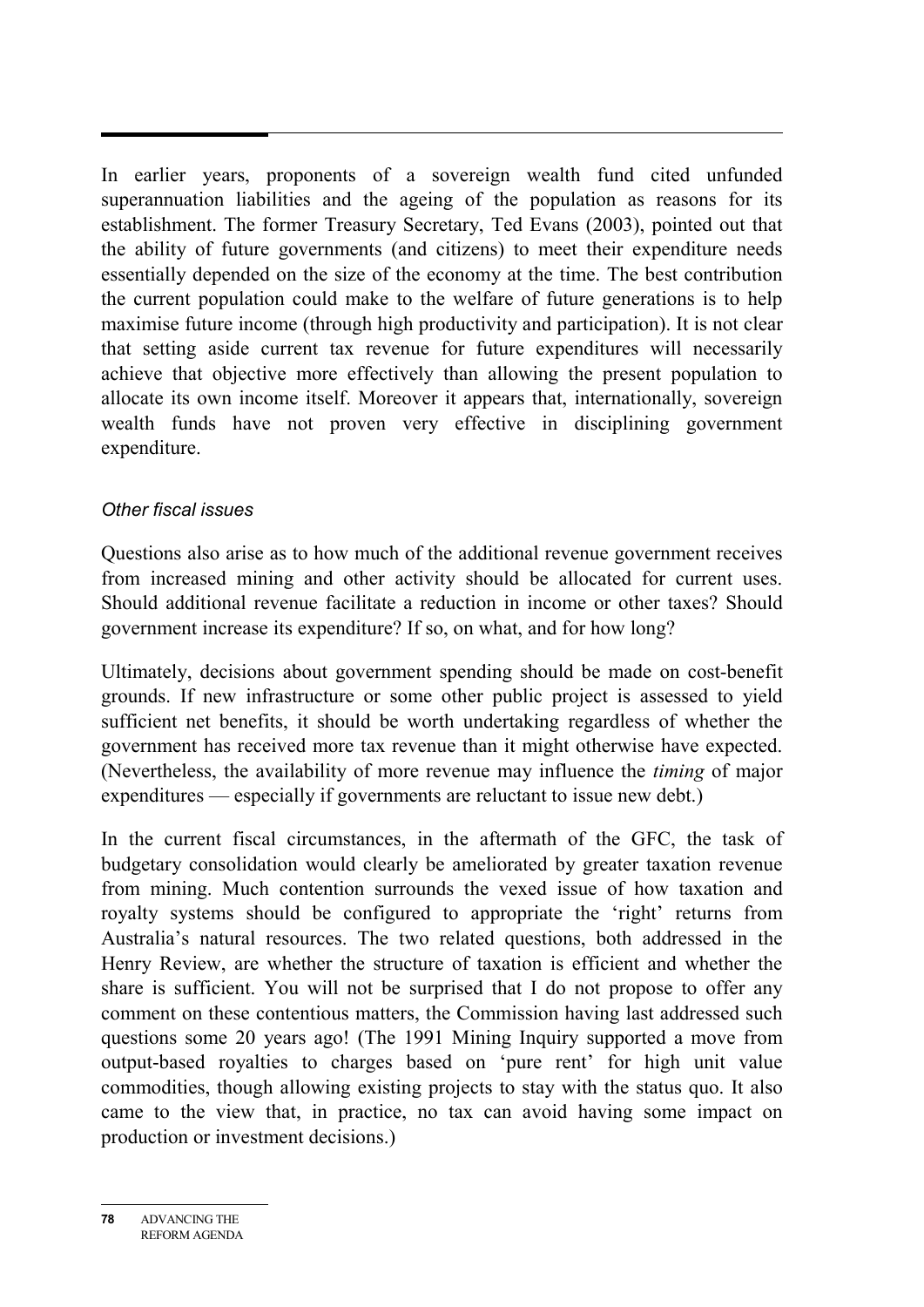In earlier years, proponents of a sovereign wealth fund cited unfunded superannuation liabilities and the ageing of the population as reasons for its establishment. The former Treasury Secretary, Ted Evans (2003), pointed out that the ability of future governments (and citizens) to meet their expenditure needs essentially depended on the size of the economy at the time. The best contribution the current population could make to the welfare of future generations is to help maximise future income (through high productivity and participation). It is not clear that setting aside current tax revenue for future expenditures will necessarily achieve that objective more effectively than allowing the present population to allocate its own income itself. Moreover it appears that, internationally, sovereign wealth funds have not proven very effective in disciplining government expenditure.

### *Other fiscal issues*

Questions also arise as to how much of the additional revenue government receives from increased mining and other activity should be allocated for current uses. Should additional revenue facilitate a reduction in income or other taxes? Should government increase its expenditure? If so, on what, and for how long?

Ultimately, decisions about government spending should be made on cost-benefit grounds. If new infrastructure or some other public project is assessed to yield sufficient net benefits, it should be worth undertaking regardless of whether the government has received more tax revenue than it might otherwise have expected. (Nevertheless, the availability of more revenue may influence the *timing* of major expenditures — especially if governments are reluctant to issue new debt.)

In the current fiscal circumstances, in the aftermath of the GFC, the task of budgetary consolidation would clearly be ameliorated by greater taxation revenue from mining. Much contention surrounds the vexed issue of how taxation and royalty systems should be configured to appropriate the 'right' returns from Australia's natural resources. The two related questions, both addressed in the Henry Review, are whether the structure of taxation is efficient and whether the share is sufficient. You will not be surprised that I do not propose to offer any comment on these contentious matters, the Commission having last addressed such questions some 20 years ago! (The 1991 Mining Inquiry supported a move from output-based royalties to charges based on 'pure rent' for high unit value commodities, though allowing existing projects to stay with the status quo. It also came to the view that, in practice, no tax can avoid having some impact on production or investment decisions.)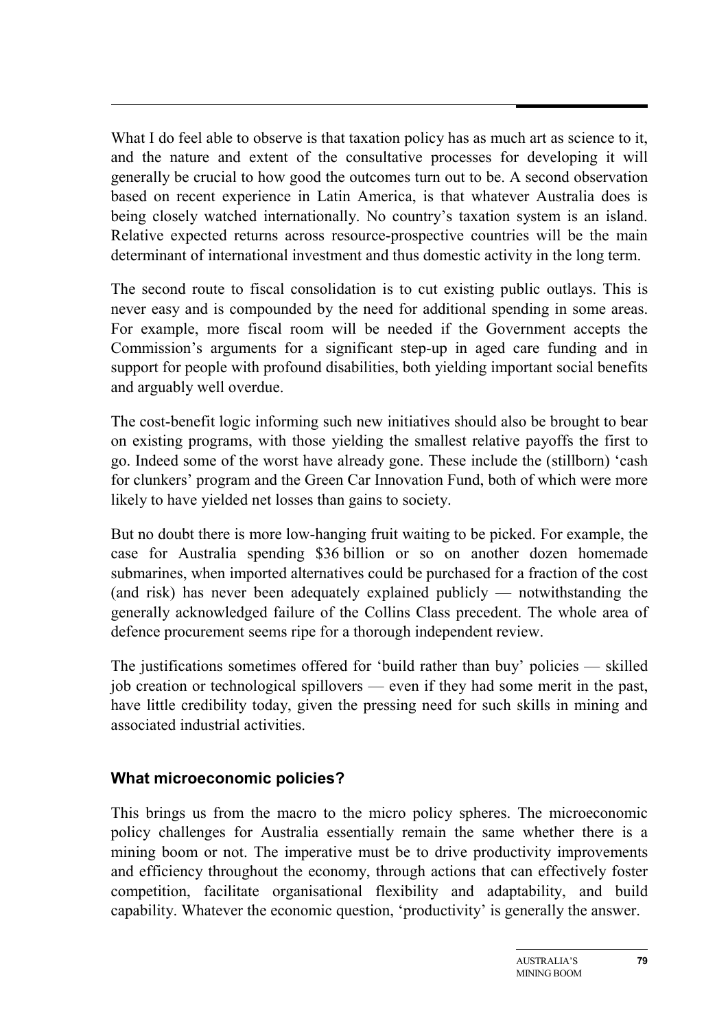What I do feel able to observe is that taxation policy has as much art as science to it, and the nature and extent of the consultative processes for developing it will generally be crucial to how good the outcomes turn out to be. A second observation based on recent experience in Latin America, is that whatever Australia does is being closely watched internationally. No country's taxation system is an island. Relative expected returns across resource-prospective countries will be the main determinant of international investment and thus domestic activity in the long term.

The second route to fiscal consolidation is to cut existing public outlays. This is never easy and is compounded by the need for additional spending in some areas. For example, more fiscal room will be needed if the Government accepts the Commission's arguments for a significant step-up in aged care funding and in support for people with profound disabilities, both yielding important social benefits and arguably well overdue.

The cost-benefit logic informing such new initiatives should also be brought to bear on existing programs, with those yielding the smallest relative payoffs the first to go. Indeed some of the worst have already gone. These include the (stillborn) 'cash for clunkers' program and the Green Car Innovation Fund, both of which were more likely to have yielded net losses than gains to society.

But no doubt there is more low-hanging fruit waiting to be picked. For example, the case for Australia spending \$36 billion or so on another dozen homemade submarines, when imported alternatives could be purchased for a fraction of the cost (and risk) has never been adequately explained publicly — notwithstanding the generally acknowledged failure of the Collins Class precedent. The whole area of defence procurement seems ripe for a thorough independent review.

The justifications sometimes offered for 'build rather than buy' policies — skilled job creation or technological spillovers — even if they had some merit in the past, have little credibility today, given the pressing need for such skills in mining and associated industrial activities.

### What microeconomic policies?

This brings us from the macro to the micro policy spheres. The microeconomic policy challenges for Australia essentially remain the same whether there is a mining boom or not. The imperative must be to drive productivity improvements and efficiency throughout the economy, through actions that can effectively foster competition, facilitate organisational flexibility and adaptability, and build capability. Whatever the economic question, 'productivity' is generally the answer.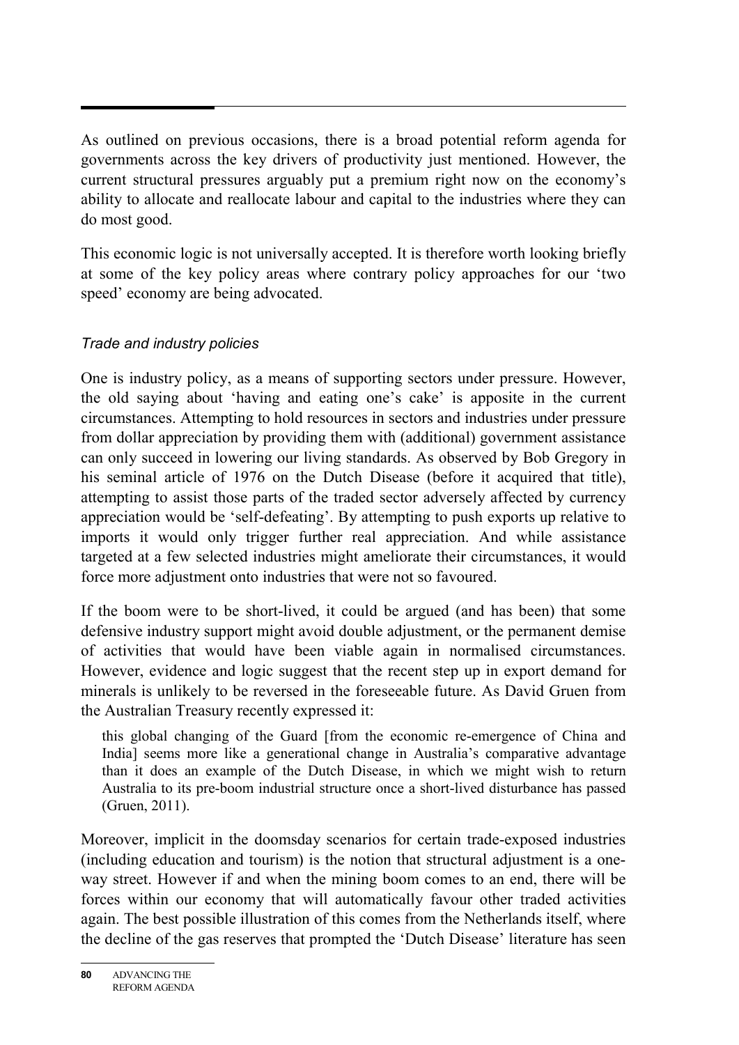As outlined on previous occasions, there is a broad potential reform agenda for governments across the key drivers of productivity just mentioned. However, the current structural pressures arguably put a premium right now on the economy's ability to allocate and reallocate labour and capital to the industries where they can do most good.

This economic logic is not universally accepted. It is therefore worth looking briefly at some of the key policy areas where contrary policy approaches for our 'two speed' economy are being advocated.

### *Trade and industry policies*

One is industry policy, as a means of supporting sectors under pressure. However, the old saying about 'having and eating one's cake' is apposite in the current circumstances. Attempting to hold resources in sectors and industries under pressure from dollar appreciation by providing them with (additional) government assistance can only succeed in lowering our living standards. As observed by Bob Gregory in his seminal article of 1976 on the Dutch Disease (before it acquired that title), attempting to assist those parts of the traded sector adversely affected by currency appreciation would be 'self-defeating'. By attempting to push exports up relative to imports it would only trigger further real appreciation. And while assistance targeted at a few selected industries might ameliorate their circumstances, it would force more adjustment onto industries that were not so favoured.

If the boom were to be short-lived, it could be argued (and has been) that some defensive industry support might avoid double adjustment, or the permanent demise of activities that would have been viable again in normalised circumstances. However, evidence and logic suggest that the recent step up in export demand for minerals is unlikely to be reversed in the foreseeable future. As David Gruen from the Australian Treasury recently expressed it:

> this global changing of the Guard [from the economic re-emergence of China and India] seems more like a generational change in Australia's comparative advantage than it does an example of the Dutch Disease, in which we might wish to return Australia to its pre-boom industrial structure once a short-lived disturbance has passed (Gruen, 2011).

Moreover, implicit in the doomsday scenarios for certain trade-exposed industries (including education and tourism) is the notion that structural adjustment is a one-way street. However if and when the mining boom comes to an end, there will be forces within our economy that will automatically favour other traded activities again. The best possible illustration of this comes from the Netherlands itself, where the decline of the gas reserves that prompted the 'Dutch Disease' literature has seen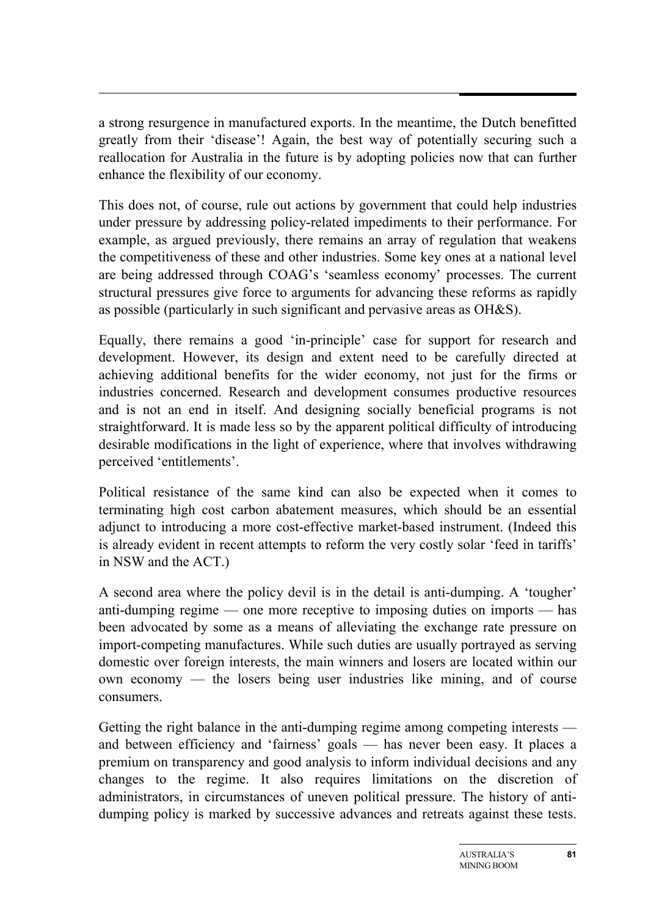a strong resurgence in manufactured exports. In the meantime, the Dutch benefitted greatly from their 'disease'! Again, the best way of potentially securing such a reallocation for Australia in the future is by adopting policies now that can further enhance the flexibility of our economy.

This does not, of course, rule out actions by government that could help industries under pressure by addressing policy-related impediments to their performance. For example, as argued previously, there remains an array of regulation that weakens the competitiveness of these and other industries. Some key ones at a national level are being addressed through COAG's 'seamless economy' processes. The current structural pressures give force to arguments for advancing these reforms as rapidly as possible (particularly in such significant and pervasive areas as OH&S).

Equally, there remains a good 'in-principle' case for support for research and development. However, its design and extent need to be carefully directed at achieving additional benefits for the wider economy, not just for the firms or industries concerned. Research and development consumes productive resources and is not an end in itself. And designing socially beneficial programs is not straightforward. It is made less so by the apparent political difficulty of introducing desirable modifications in the light of experience, where that involves withdrawing perceived 'entitlements'.

Political resistance of the same kind can also be expected when it comes to terminating high cost carbon abatement measures, which should be an essential adjunct to introducing a more cost-effective market-based instrument. (Indeed this is already evident in recent attempts to reform the very costly solar 'feed in tariffs' in NSW and the ACT.)

A second area where the policy devil is in the detail is anti-dumping. A 'tougher' anti-dumping regime — one more receptive to imposing duties on imports — has been advocated by some as a means of alleviating the exchange rate pressure on import-competing manufactures. While such duties are usually portrayed as serving domestic over foreign interests, the main winners and losers are located within our own economy — the losers being user industries like mining, and of course consumers.

Getting the right balance in the anti-dumping regime among competing interests — and between efficiency and 'fairness' goals — has never been easy. It places a premium on transparency and good analysis to inform individual decisions and any changes to the regime. It also requires limitations on the discretion of administrators, in circumstances of uneven political pressure. The history of anti-dumping policy is marked by successive advances and retreats against these tests.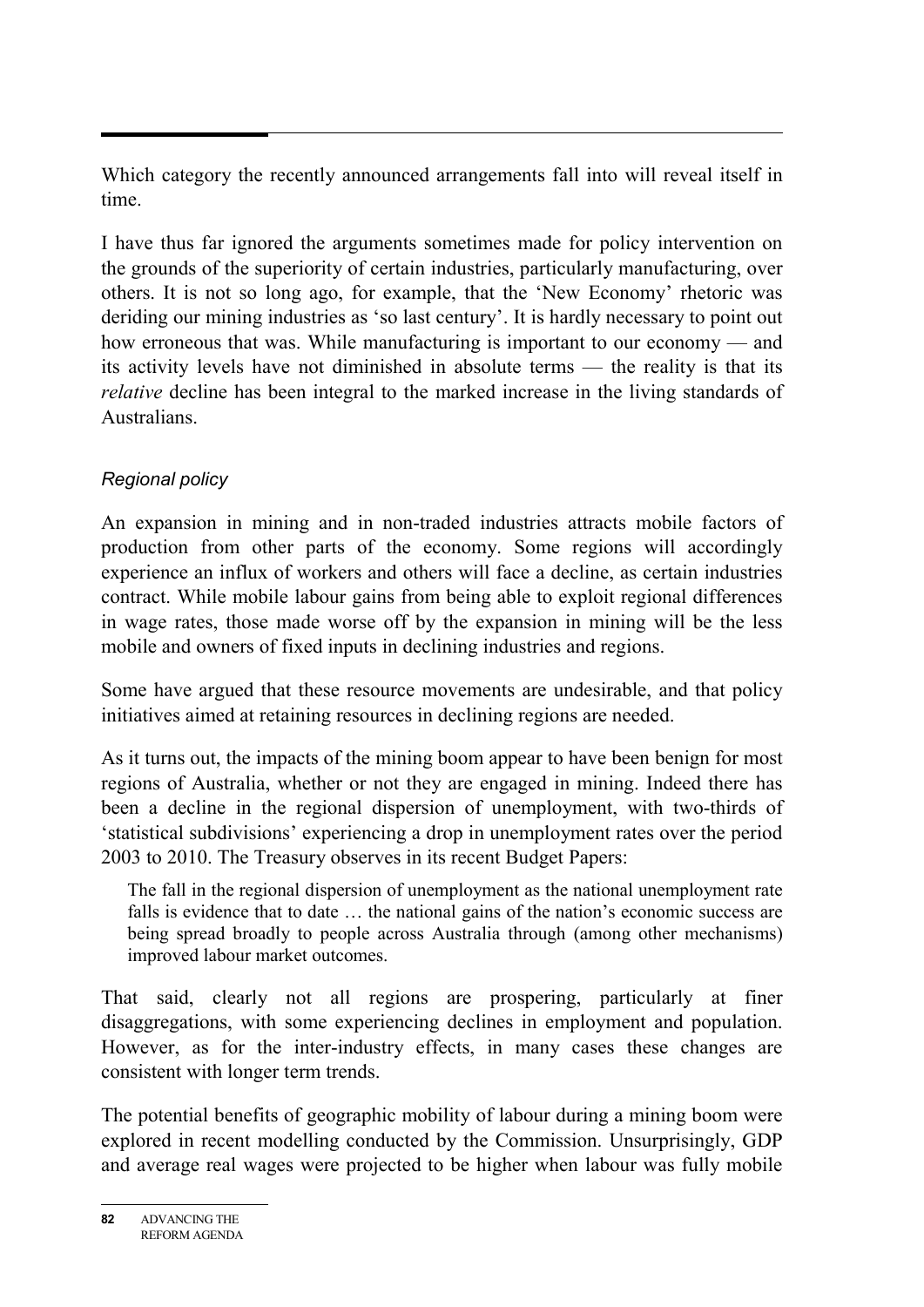Which category the recently announced arrangements fall into will reveal itself in time.

I have thus far ignored the arguments sometimes made for policy intervention on the grounds of the superiority of certain industries, particularly manufacturing, over others. It is not so long ago, for example, that the 'New Economy' rhetoric was deriding our mining industries as 'so last century'. It is hardly necessary to point out how erroneous that was. While manufacturing is important to our economy — and its activity levels have not diminished in absolute terms — the reality is that its *relative* decline has been integral to the marked increase in the living standards of Australians.

### *Regional policy*

An expansion in mining and in non-traded industries attracts mobile factors of production from other parts of the economy. Some regions will accordingly experience an influx of workers and others will face a decline, as certain industries contract. While mobile labour gains from being able to exploit regional differences in wage rates, those made worse off by the expansion in mining will be the less mobile and owners of fixed inputs in declining industries and regions.

Some have argued that these resource movements are undesirable, and that policy initiatives aimed at retaining resources in declining regions are needed.

As it turns out, the impacts of the mining boom appear to have been benign for most regions of Australia, whether or not they are engaged in mining. Indeed there has been a decline in the regional dispersion of unemployment, with two-thirds of 'statistical subdivisions' experiencing a drop in unemployment rates over the period 2003 to 2010. The Treasury observes in its recent Budget Papers:

> The fall in the regional dispersion of unemployment as the national unemployment rate falls is evidence that to date … the national gains of the nation's economic success are being spread broadly to people across Australia through (among other mechanisms) improved labour market outcomes.

That said, clearly not all regions are prospering, particularly at finer disaggregations, with some experiencing declines in employment and population. However, as for the inter-industry effects, in many cases these changes are consistent with longer term trends.

The potential benefits of geographic mobility of labour during a mining boom were explored in recent modelling conducted by the Commission. Unsurprisingly, GDP and average real wages were projected to be higher when labour was fully mobile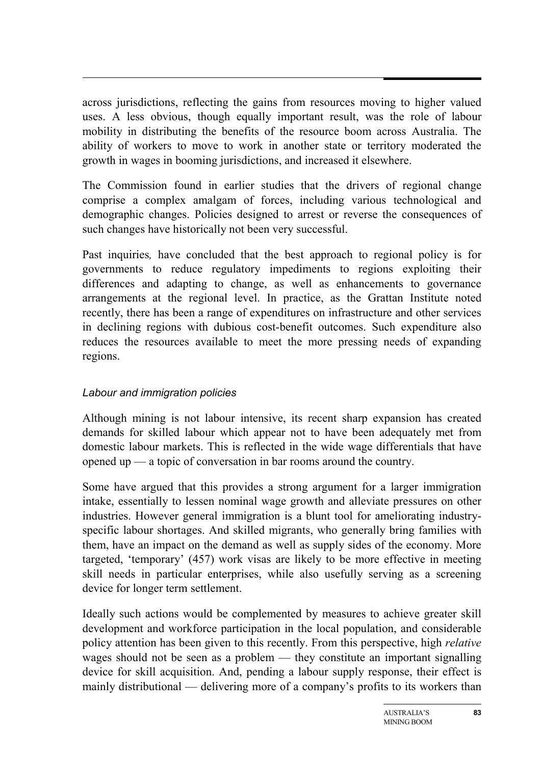across jurisdictions, reflecting the gains from resources moving to higher valued uses. A less obvious, though equally important result, was the role of labour mobility in distributing the benefits of the resource boom across Australia. The ability of workers to move to work in another state or territory moderated the growth in wages in booming jurisdictions, and increased it elsewhere.

The Commission found in earlier studies that the drivers of regional change comprise a complex amalgam of forces, including various technological and demographic changes. Policies designed to arrest or reverse the consequences of such changes have historically not been very successful.

Past inquiries*,* have concluded that the best approach to regional policy is for governments to reduce regulatory impediments to regions exploiting their differences and adapting to change, as well as enhancements to governance arrangements at the regional level. In practice, as the Grattan Institute noted recently, there has been a range of expenditures on infrastructure and other services in declining regions with dubious cost-benefit outcomes. Such expenditure also reduces the resources available to meet the more pressing needs of expanding regions.

### *Labour and immigration policies*

Although mining is not labour intensive, its recent sharp expansion has created demands for skilled labour which appear not to have been adequately met from domestic labour markets. This is reflected in the wide wage differentials that have opened up — a topic of conversation in bar rooms around the country.

Some have argued that this provides a strong argument for a larger immigration intake, essentially to lessen nominal wage growth and alleviate pressures on other industries. However general immigration is a blunt tool for ameliorating industry-specific labour shortages. And skilled migrants, who generally bring families with them, have an impact on the demand as well as supply sides of the economy. More targeted, 'temporary' (457) work visas are likely to be more effective in meeting skill needs in particular enterprises, while also usefully serving as a screening device for longer term settlement.

Ideally such actions would be complemented by measures to achieve greater skill development and workforce participation in the local population, and considerable policy attention has been given to this recently. From this perspective, high *relative* wages should not be seen as a problem — they constitute an important signalling device for skill acquisition. And, pending a labour supply response, their effect is mainly distributional — delivering more of a company's profits to its workers than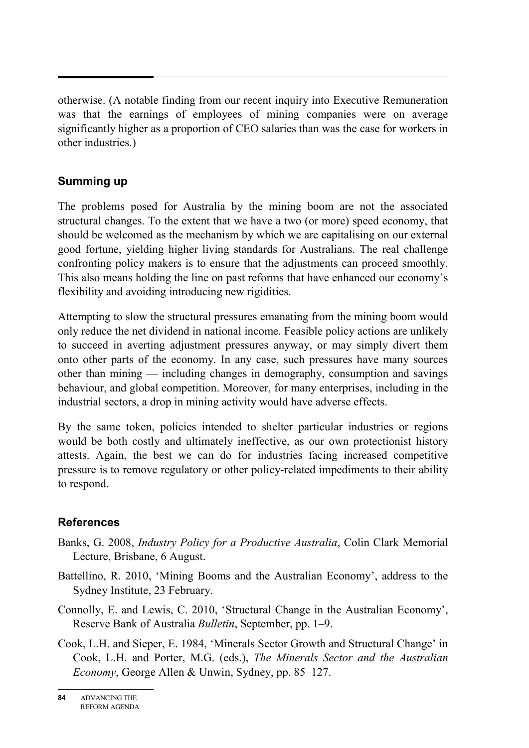otherwise. (A notable finding from our recent inquiry into Executive Remuneration was that the earnings of employees of mining companies were on average significantly higher as a proportion of CEO salaries than was the case for workers in other industries.)

## Summing up

The problems posed for Australia by the mining boom are not the associated structural changes. To the extent that we have a two (or more) speed economy, that should be welcomed as the mechanism by which we are capitalising on our external good fortune, yielding higher living standards for Australians. The real challenge confronting policy makers is to ensure that the adjustments can proceed smoothly. This also means holding the line on past reforms that have enhanced our economy's flexibility and avoiding introducing new rigidities.

Attempting to slow the structural pressures emanating from the mining boom would only reduce the net dividend in national income. Feasible policy actions are unlikely to succeed in averting adjustment pressures anyway, or may simply divert them onto other parts of the economy. In any case, such pressures have many sources other than mining — including changes in demography, consumption and savings behaviour, and global competition. Moreover, for many enterprises, including in the industrial sectors, a drop in mining activity would have adverse effects.

By the same token, policies intended to shelter particular industries or regions would be both costly and ultimately ineffective, as our own protectionist history attests. Again, the best we can do for industries facing increased competitive pressure is to remove regulatory or other policy-related impediments to their ability to respond.

## References

Banks, G. 2008, *Industry Policy for a Productive Australia*, Colin Clark Memorial Lecture, Brisbane, 6 August.

Battellino, R. 2010, 'Mining Booms and the Australian Economy', address to the Sydney Institute, 23 February.

Connolly, E. and Lewis, C. 2010, 'Structural Change in the Australian Economy', Reserve Bank of Australia *Bulletin*, September, pp. 1–9.

Cook, L.H. and Sieper, E. 1984, 'Minerals Sector Growth and Structural Change' in Cook, L.H. and Porter, M.G. (eds.), *The Minerals Sector and the Australian Economy*, George Allen & Unwin, Sydney, pp. 85–127.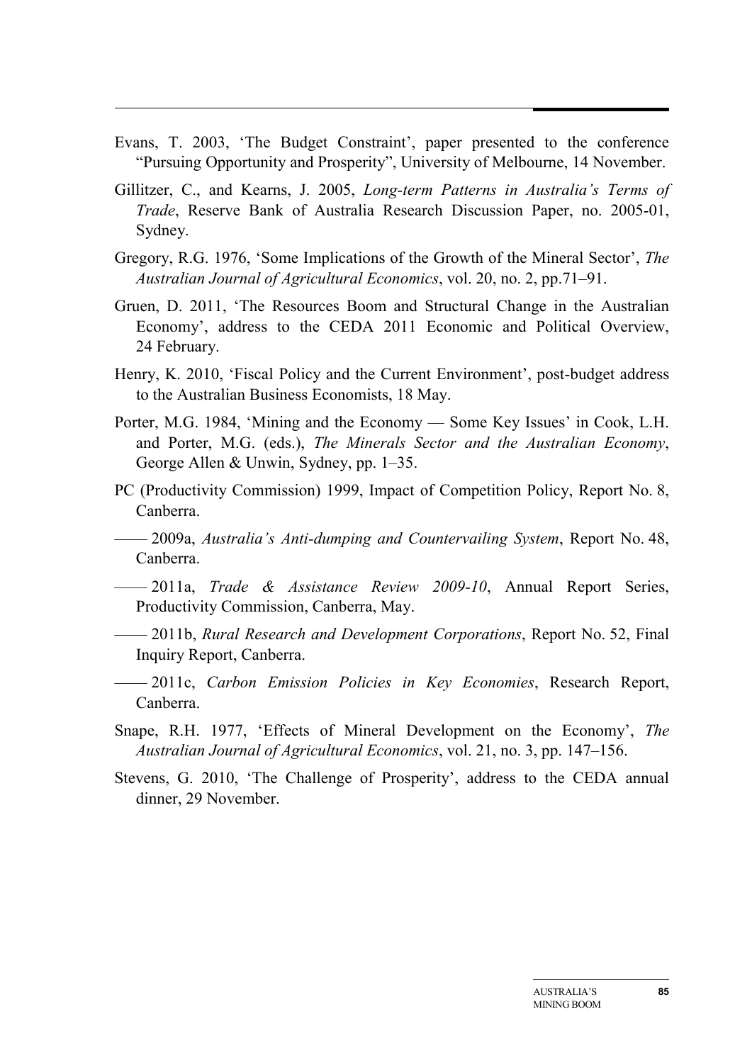Evans, T. 2003, 'The Budget Constraint', paper presented to the conference "Pursuing Opportunity and Prosperity", University of Melbourne, 14 November.

Gillitzer, C., and Kearns, J. 2005, *Long-term Patterns in Australia's Terms of Trade*, Reserve Bank of Australia Research Discussion Paper, no. 2005-01, Sydney.

Gregory, R.G. 1976, 'Some Implications of the Growth of the Mineral Sector', *The Australian Journal of Agricultural Economics*, vol. 20, no. 2, pp.71–91.

Gruen, D. 2011, 'The Resources Boom and Structural Change in the Australian Economy', address to the CEDA 2011 Economic and Political Overview, 24 February.

Henry, K. 2010, 'Fiscal Policy and the Current Environment', post-budget address to the Australian Business Economists, 18 May.

Porter, M.G. 1984, 'Mining and the Economy — Some Key Issues' in Cook, L.H. and Porter, M.G. (eds.), *The Minerals Sector and the Australian Economy*, George Allen & Unwin, Sydney, pp. 1–35.

PC (Productivity Commission) 1999, Impact of Competition Policy, Report No. 8, Canberra.

—— 2009a, *Australia's Anti-dumping and Countervailing System*, Report No. 48, Canberra.

—— 2011a, *Trade & Assistance Review 2009-10*, Annual Report Series, Productivity Commission, Canberra, May.

—— 2011b, *Rural Research and Development Corporations*, Report No. 52, Final Inquiry Report, Canberra.

—— 2011c, *Carbon Emission Policies in Key Economies*, Research Report, Canberra.

Snape, R.H. 1977, 'Effects of Mineral Development on the Economy', *The Australian Journal of Agricultural Economics*, vol. 21, no. 3, pp. 147–156.

Stevens, G. 2010, 'The Challenge of Prosperity', address to the CEDA annual dinner, 29 November.